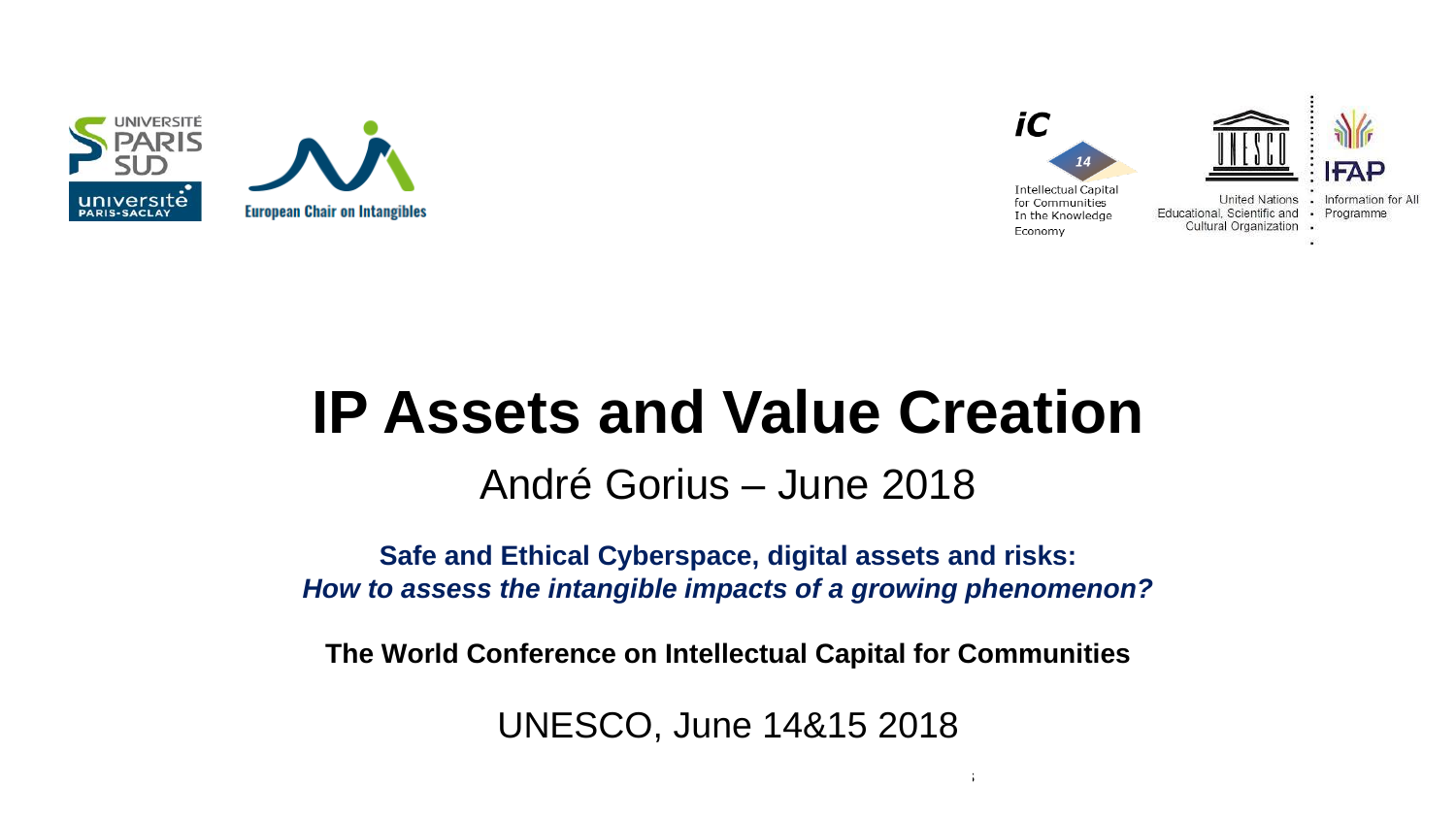# IP Assets and Value Creation

## André Gorius – June 2018

**Safe and Ethical Cyberspace, digital assets and risks:**
***How to assess the intangible impacts of a growing phenomenon?***

**The World Conference on Intellectual Capital for Communities**

UNESCO, June 14&15 2018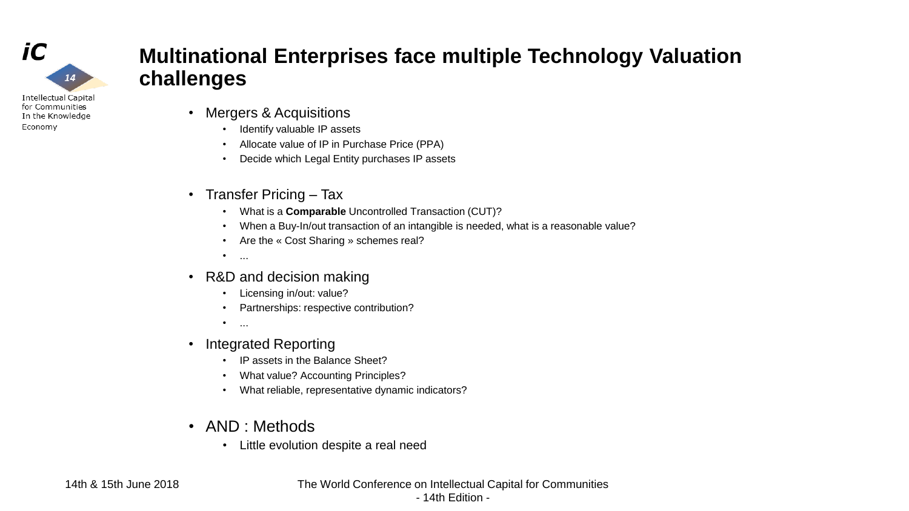# Multinational Enterprises face multiple Technology Valuation challenges

- Mergers & Acquisitions
  - Identify valuable IP assets
  - Allocate value of IP in Purchase Price (PPA)
  - Decide which Legal Entity purchases IP assets

- Transfer Pricing – Tax
  - What is a **Comparable** Uncontrolled Transaction (CUT)?
  - When a Buy-In/out transaction of an intangible is needed, what is a reasonable value?
  - Are the « Cost Sharing » schemes real?
  - ...

- R&D and decision making
  - Licensing in/out: value?
  - Partnerships: respective contribution?
  - ...

- Integrated Reporting
  - IP assets in the Balance Sheet?
  - What value? Accounting Principles?
  - What reliable, representative dynamic indicators?

- AND : Methods
  - Little evolution despite a real need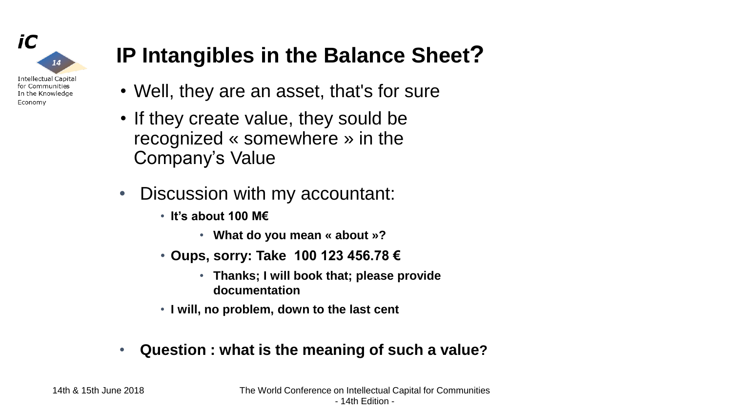# IP Intangibles in the Balance Sheet?

- Well, they are an asset, that's for sure
- If they create value, they sould be recognized « somewhere » in the Company's Value

- Discussion with my accountant:
  - **It's about 100 M€**
    - **What do you mean « about »?**
  - **Oups, sorry: Take 100 123 456.78 €**
    - **Thanks; I will book that; please provide documentation**
  - **I will, no problem, down to the last cent**

- **Question : what is the meaning of such a value?**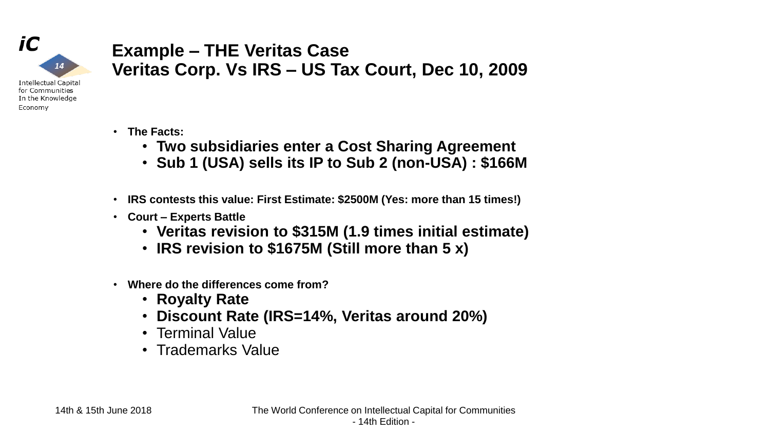## Example – THE Veritas Case
## Veritas Corp. Vs IRS – US Tax Court, Dec 10, 2009

- **The Facts:**
  - **Two subsidiaries enter a Cost Sharing Agreement**
  - **Sub 1 (USA) sells its IP to Sub 2 (non-USA) : $166M**

- **IRS contests this value: First Estimate: $2500M (Yes: more than 15 times!)**
- **Court – Experts Battle**
  - **Veritas revision to $315M (1.9 times initial estimate)**
  - **IRS revision to $1675M (Still more than 5 x)**

- **Where do the differences come from?**
  - **Royalty Rate**
  - **Discount Rate (IRS=14%, Veritas around 20%)**
  - Terminal Value
  - Trademarks Value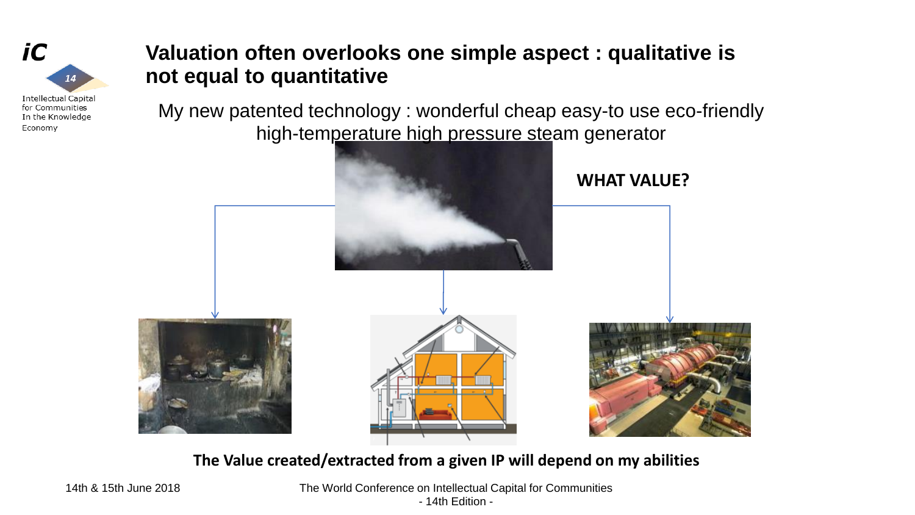# Valuation often overlooks one simple aspect : qualitative is not equal to quantitative

My new patented technology : wonderful cheap easy-to use eco-friendly high-temperature high pressure steam generator

**WHAT VALUE?**

**The Value created/extracted from a given IP will depend on my abilities**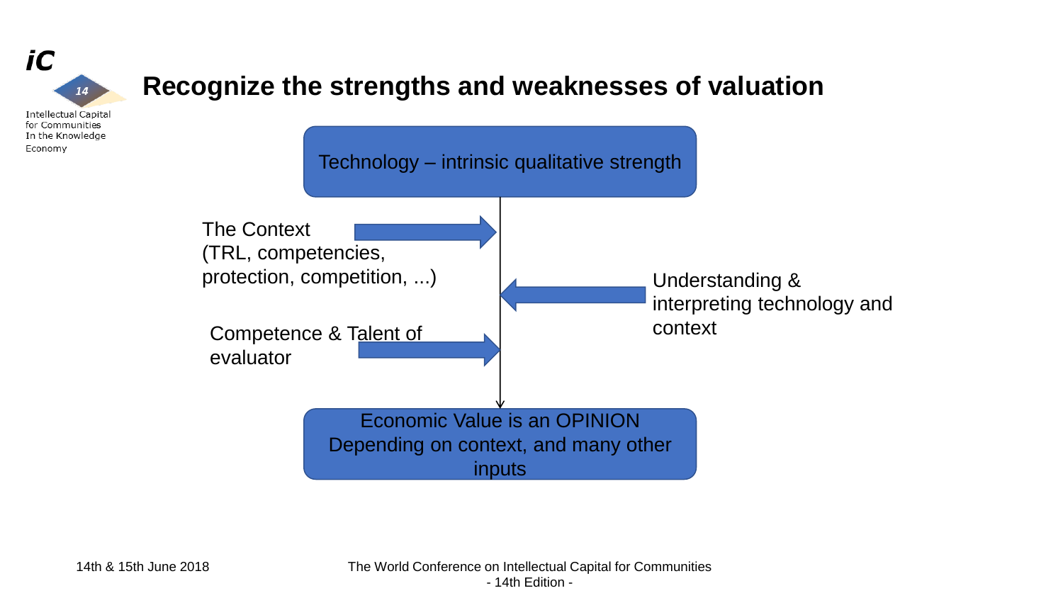# Recognize the strengths and weaknesses of valuation

Technology – intrinsic qualitative strength

The Context
(TRL, competencies, protection, competition, ...)

Understanding & interpreting technology and context

Competence & Talent of evaluator

Economic Value is an OPINION
Depending on context, and many other inputs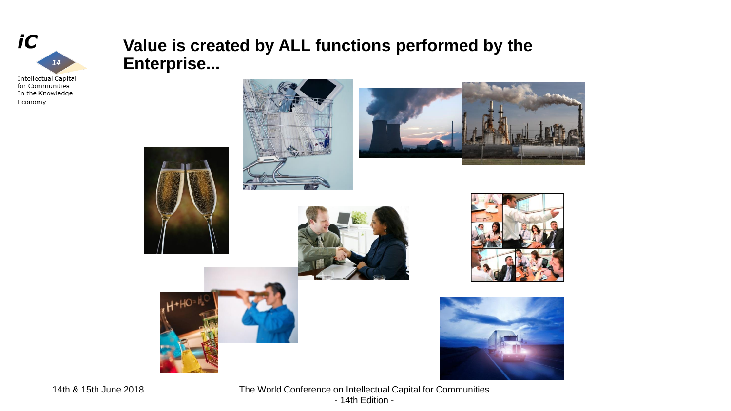# Value is created by ALL functions performed by the Enterprise...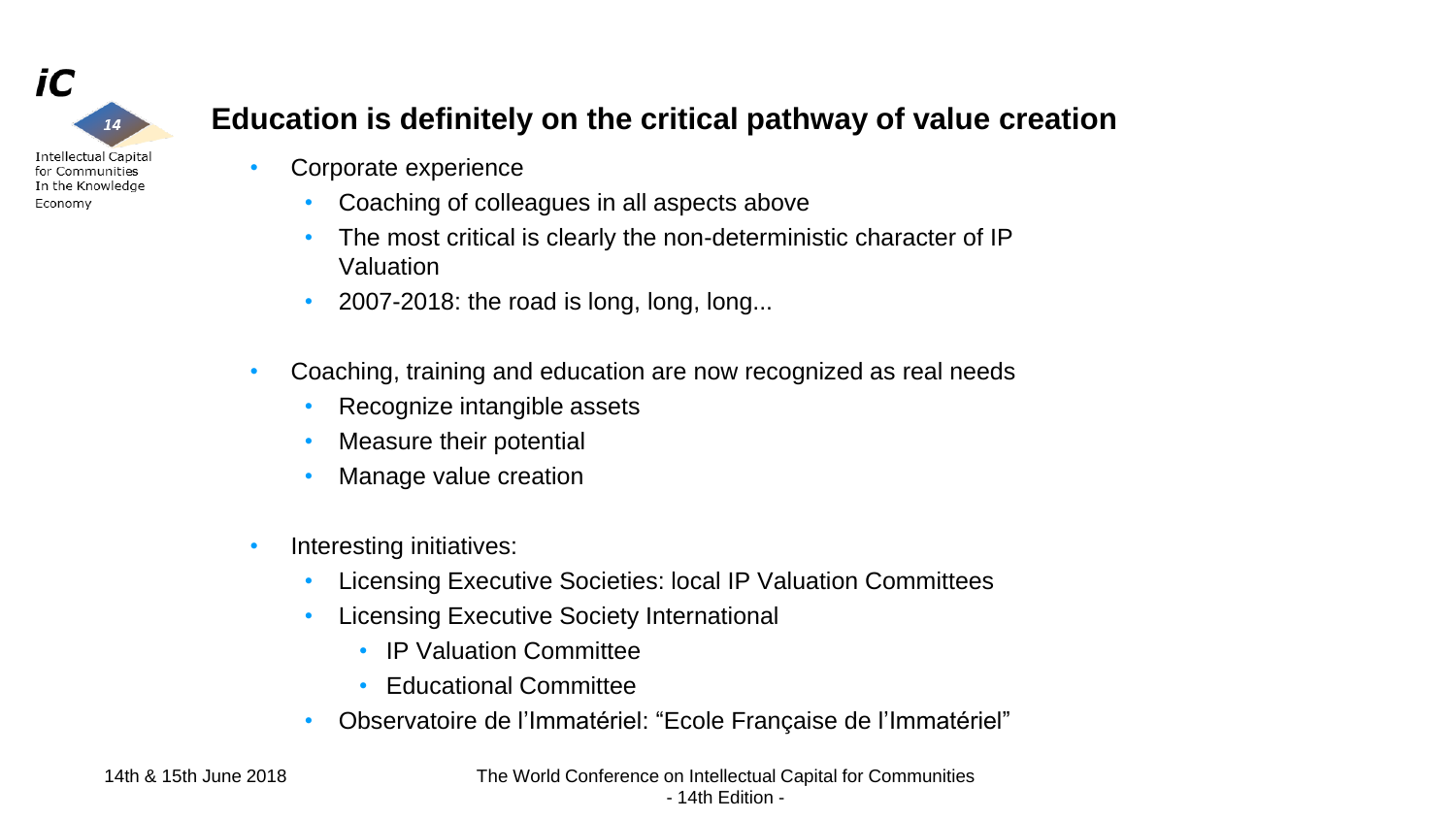## Education is definitely on the critical pathway of value creation

- Corporate experience
  - Coaching of colleagues in all aspects above
  - The most critical is clearly the non-deterministic character of IP Valuation
  - 2007-2018: the road is long, long, long...

- Coaching, training and education are now recognized as real needs
  - Recognize intangible assets
  - Measure their potential
  - Manage value creation

- Interesting initiatives:
  - Licensing Executive Societies: local IP Valuation Committees
  - Licensing Executive Society International
    - IP Valuation Committee
    - Educational Committee
  - Observatoire de l'Immatériel: "Ecole Française de l'Immatériel"